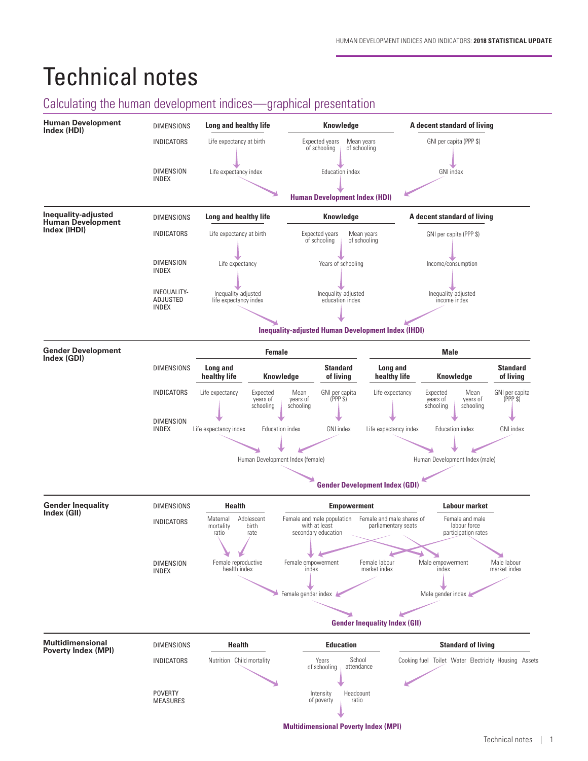# Technical notes

## Calculating the human development indices—graphical presentation

### Human Development Index (HDI)

| | Long and healthy life | Knowledge | | A decent standard of living |
|---|---|---|---|---|
| DIMENSIONS | Long and healthy life | Knowledge | | A decent standard of living |
| INDICATORS | Life expectancy at birth | Expected years of schooling | Mean years of schooling | GNI per capita (PPP $) |
| DIMENSION INDEX | Life expectancy index | Education index | | GNI index |

**Human Development Index (HDI)**

### Inequality-adjusted Human Development Index (IHDI)

| | Long and healthy life | Knowledge | | A decent standard of living |
|---|---|---|---|---|
| DIMENSIONS | Long and healthy life | Knowledge | | A decent standard of living |
| INDICATORS | Life expectancy at birth | Expected years of schooling | Mean years of schooling | GNI per capita (PPP $) |
| DIMENSION INDEX | Life expectancy | Years of schooling | | Income/consumption |
| INEQUALITY-ADJUSTED INDEX | Inequality-adjusted life expectancy index | Inequality-adjusted education index | | Inequality-adjusted income index |

**Inequality-adjusted Human Development Index (IHDI)**

### Gender Development Index (GDI)

| | Female | | | | Male | | | |
|---|---|---|---|---|---|---|---|---|
| DIMENSIONS | Long and healthy life | Knowledge | | Standard of living | Long and healthy life | Knowledge | | Standard of living |
| INDICATORS | Life expectancy | Expected years of schooling | Mean years of schooling | GNI per capita (PPP $) | Life expectancy | Expected years of schooling | Mean years of schooling | GNI per capita (PPP $) |
| DIMENSION INDEX | Life expectancy index | Education index | | GNI index | Life expectancy index | Education index | | GNI index |

Human Development Index (female) | Human Development Index (male)

**Gender Development Index (GDI)**

### Gender Inequality Index (GII)

| | Health | | Empowerment | | Labour market |
|---|---|---|---|---|---|
| DIMENSIONS | Health | | Empowerment | | Labour market |
| INDICATORS | Maternal mortality ratio | Adolescent birth rate | Female and male population with at least secondary education | Female and male shares of parliamentary seats | Female and male labour force participation rates |

DIMENSION INDEX: Female reproductive health index; Female empowerment index; Female labour market index; Male empowerment index; Male labour market index

Female gender index | Male gender index

**Gender Inequality Index (GII)**

### Multidimensional Poverty Index (MPI)

| | Health | | Education | | Standard of living |
|---|---|---|---|---|---|
| DIMENSIONS | Health | | Education | | Standard of living |
| INDICATORS | Nutrition | Child mortality | Years of schooling | School attendance | Cooking fuel, Toilet, Water, Electricity, Housing, Assets |
| POVERTY MEASURES | | | Intensity of poverty | Headcount ratio | |

**Multidimensional Poverty Index (MPI)**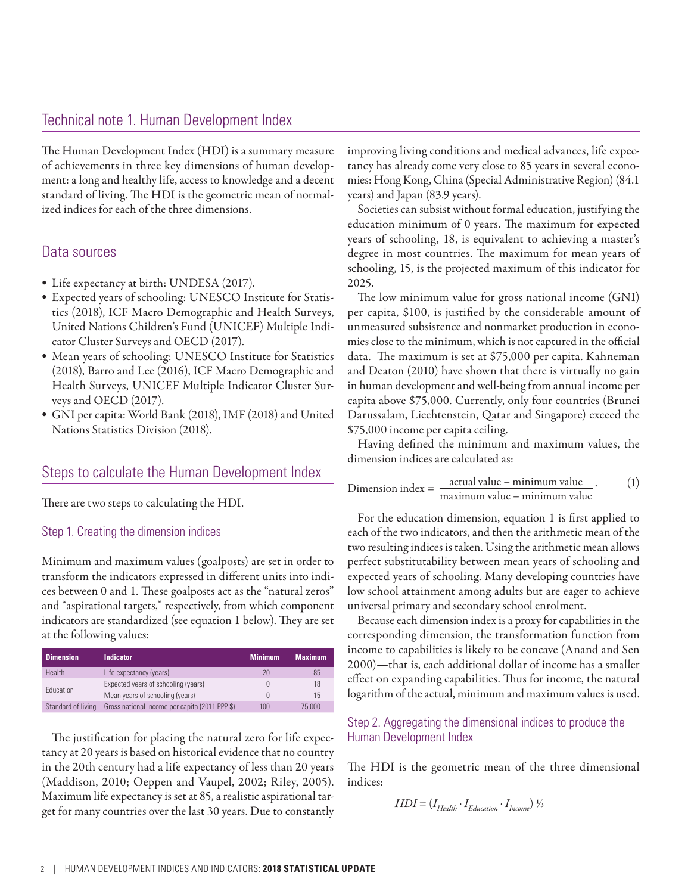## Technical note 1. Human Development Index

The Human Development Index (HDI) is a summary measure of achievements in three key dimensions of human development: a long and healthy life, access to knowledge and a decent standard of living. The HDI is the geometric mean of normalized indices for each of the three dimensions.

### Data sources

- Life expectancy at birth: UNDESA (2017).
- Expected years of schooling: UNESCO Institute for Statistics (2018), ICF Macro Demographic and Health Surveys, United Nations Children's Fund (UNICEF) Multiple Indicator Cluster Surveys and OECD (2017).
- Mean years of schooling: UNESCO Institute for Statistics (2018), Barro and Lee (2016), ICF Macro Demographic and Health Surveys, UNICEF Multiple Indicator Cluster Surveys and OECD (2017).
- GNI per capita: World Bank (2018), IMF (2018) and United Nations Statistics Division (2018).

### Steps to calculate the Human Development Index

There are two steps to calculating the HDI.

#### Step 1. Creating the dimension indices

Minimum and maximum values (goalposts) are set in order to transform the indicators expressed in different units into indices between 0 and 1. These goalposts act as the "natural zeros" and "aspirational targets," respectively, from which component indicators are standardized (see equation 1 below). They are set at the following values:

| Dimension | Indicator | Minimum | Maximum |
|---|---|---|---|
| Health | Life expectancy (years) | 20 | 85 |
| Education | Expected years of schooling (years) | 0 | 18 |
| | Mean years of schooling (years) | 0 | 15 |
| Standard of living | Gross national income per capita (2011 PPP $) | 100 | 75,000 |

The justification for placing the natural zero for life expectancy at 20 years is based on historical evidence that no country in the 20th century had a life expectancy of less than 20 years (Maddison, 2010; Oeppen and Vaupel, 2002; Riley, 2005). Maximum life expectancy is set at 85, a realistic aspirational target for many countries over the last 30 years. Due to constantly improving living conditions and medical advances, life expectancy has already come very close to 85 years in several economies: Hong Kong, China (Special Administrative Region) (84.1 years) and Japan (83.9 years).

Societies can subsist without formal education, justifying the education minimum of 0 years. The maximum for expected years of schooling, 18, is equivalent to achieving a master's degree in most countries. The maximum for mean years of schooling, 15, is the projected maximum of this indicator for 2025.

The low minimum value for gross national income (GNI) per capita, $100, is justified by the considerable amount of unmeasured subsistence and nonmarket production in economies close to the minimum, which is not captured in the official data. The maximum is set at $75,000 per capita. Kahneman and Deaton (2010) have shown that there is virtually no gain in human development and well-being from annual income per capita above $75,000. Currently, only four countries (Brunei Darussalam, Liechtenstein, Qatar and Singapore) exceed the $75,000 income per capita ceiling.

Having defined the minimum and maximum values, the dimension indices are calculated as:

$$\text{Dimension index} = \frac{\text{actual value} - \text{minimum value}}{\text{maximum value} - \text{minimum value}}. \tag{1}$$

For the education dimension, equation 1 is first applied to each of the two indicators, and then the arithmetic mean of the two resulting indices is taken. Using the arithmetic mean allows perfect substitutability between mean years of schooling and expected years of schooling. Many developing countries have low school attainment among adults but are eager to achieve universal primary and secondary school enrolment.

Because each dimension index is a proxy for capabilities in the corresponding dimension, the transformation function from income to capabilities is likely to be concave (Anand and Sen 2000)—that is, each additional dollar of income has a smaller effect on expanding capabilities. Thus for income, the natural logarithm of the actual, minimum and maximum values is used.

#### Step 2. Aggregating the dimensional indices to produce the Human Development Index

The HDI is the geometric mean of the three dimensional indices:

$$HDI = (I_{Health} \cdot I_{Education} \cdot I_{Income})^{1/3}$$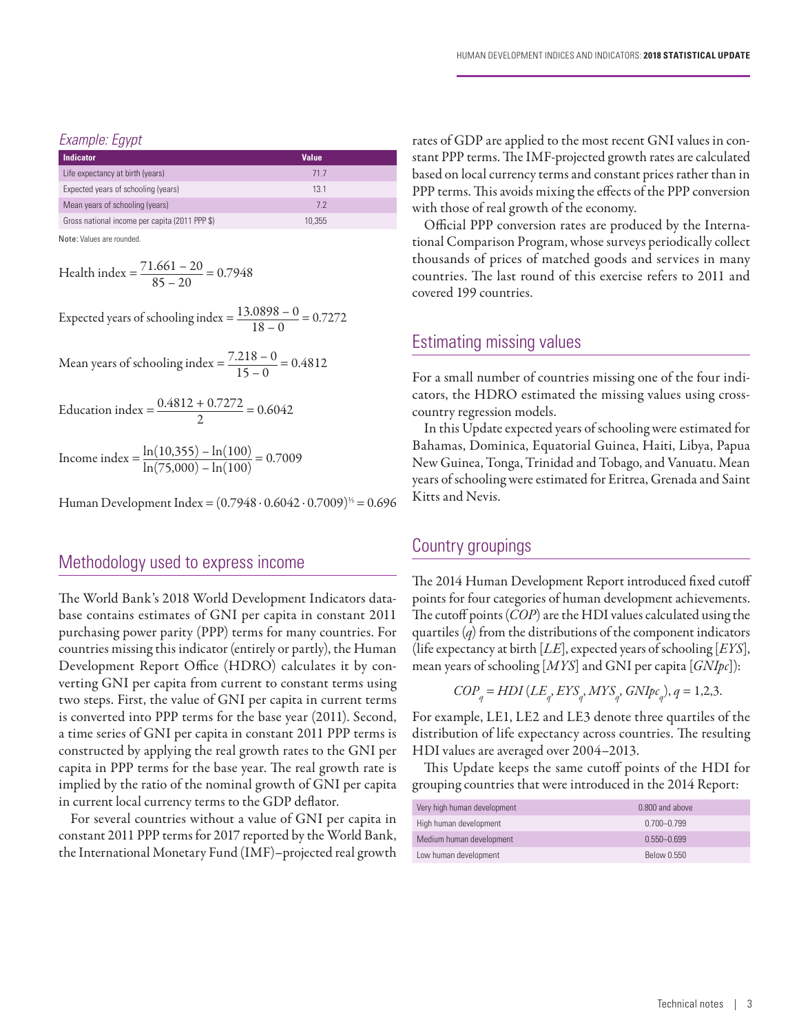*Example: Egypt*

| Indicator | Value |
|---|---|
| Life expectancy at birth (years) | 71.7 |
| Expected years of schooling (years) | 13.1 |
| Mean years of schooling (years) | 7.2 |
| Gross national income per capita (2011 PPP $) | 10,355 |

**Note:** Values are rounded.

$$\text{Health index} = \frac{71.661 - 20}{85 - 20} = 0.7948$$

$$\text{Expected years of schooling index} = \frac{13.0898 - 0}{18 - 0} = 0.7272$$

$$\text{Mean years of schooling index} = \frac{7.218 - 0}{15 - 0} = 0.4812$$

$$\text{Education index} = \frac{0.4812 + 0.7272}{2} = 0.6042$$

$$\text{Income index} = \frac{\ln(10{,}355) - \ln(100)}{\ln(75{,}000) - \ln(100)} = 0.7009$$

$$\text{Human Development Index} = (0.7948 \cdot 0.6042 \cdot 0.7009)^{1/3} = 0.696$$

## Methodology used to express income

The World Bank's 2018 World Development Indicators database contains estimates of GNI per capita in constant 2011 purchasing power parity (PPP) terms for many countries. For countries missing this indicator (entirely or partly), the Human Development Report Office (HDRO) calculates it by converting GNI per capita from current to constant terms using two steps. First, the value of GNI per capita in current terms is converted into PPP terms for the base year (2011). Second, a time series of GNI per capita in constant 2011 PPP terms is constructed by applying the real growth rates to the GNI per capita in PPP terms for the base year. The real growth rate is implied by the ratio of the nominal growth of GNI per capita in current local currency terms to the GDP deflator.

For several countries without a value of GNI per capita in constant 2011 PPP terms for 2017 reported by the World Bank, the International Monetary Fund (IMF)–projected real growth rates of GDP are applied to the most recent GNI values in constant PPP terms. The IMF-projected growth rates are calculated based on local currency terms and constant prices rather than in PPP terms. This avoids mixing the effects of the PPP conversion with those of real growth of the economy.

Official PPP conversion rates are produced by the International Comparison Program, whose surveys periodically collect thousands of prices of matched goods and services in many countries. The last round of this exercise refers to 2011 and covered 199 countries.

## Estimating missing values

For a small number of countries missing one of the four indicators, the HDRO estimated the missing values using cross-country regression models.

In this Update expected years of schooling were estimated for Bahamas, Dominica, Equatorial Guinea, Haiti, Libya, Papua New Guinea, Tonga, Trinidad and Tobago, and Vanuatu. Mean years of schooling were estimated for Eritrea, Grenada and Saint Kitts and Nevis.

## Country groupings

The 2014 Human Development Report introduced fixed cutoff points for four categories of human development achievements. The cutoff points (*COP*) are the HDI values calculated using the quartiles ($q$) from the distributions of the component indicators (life expectancy at birth [*LE*], expected years of schooling [*EYS*], mean years of schooling [*MYS*] and GNI per capita [*GNIpc*]):

$$COP_q = HDI\,(LE_q, EYS_q, MYS_q, GNIpc_q),\ q = 1,2,3.$$

For example, LE1, LE2 and LE3 denote three quartiles of the distribution of life expectancy across countries. The resulting HDI values are averaged over 2004–2013.

This Update keeps the same cutoff points of the HDI for grouping countries that were introduced in the 2014 Report:

| | |
|---|---|
| Very high human development | 0.800 and above |
| High human development | 0.700–0.799 |
| Medium human development | 0.550–0.699 |
| Low human development | Below 0.550 |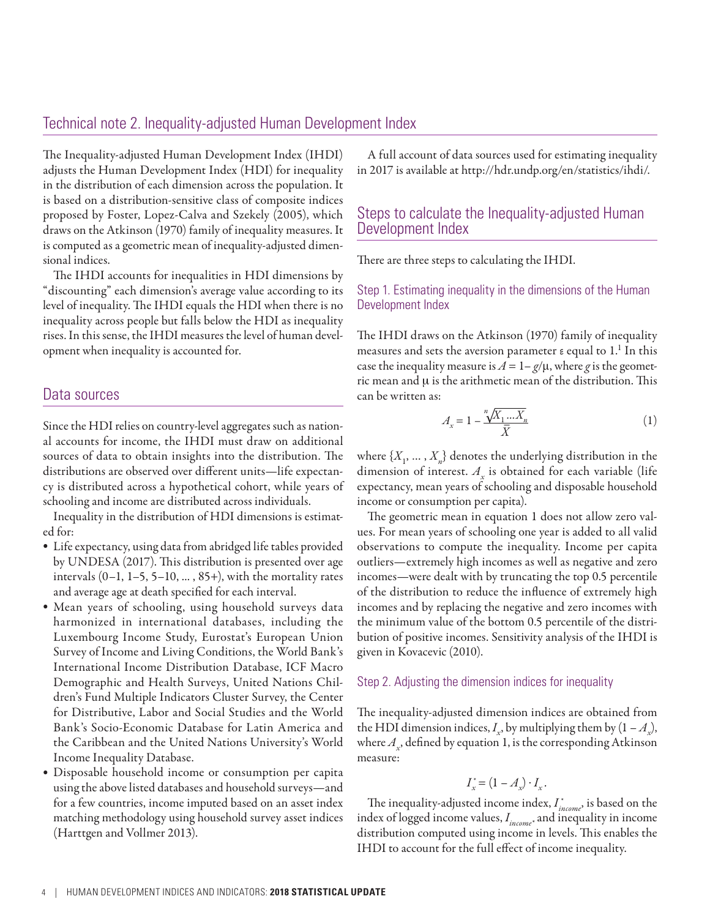## Technical note 2. Inequality-adjusted Human Development Index

The Inequality-adjusted Human Development Index (IHDI) adjusts the Human Development Index (HDI) for inequality in the distribution of each dimension across the population. It is based on a distribution-sensitive class of composite indices proposed by Foster, Lopez-Calva and Szekely (2005), which draws on the Atkinson (1970) family of inequality measures. It is computed as a geometric mean of inequality-adjusted dimensional indices.

The IHDI accounts for inequalities in HDI dimensions by "discounting" each dimension's average value according to its level of inequality. The IHDI equals the HDI when there is no inequality across people but falls below the HDI as inequality rises. In this sense, the IHDI measures the level of human development when inequality is accounted for.

### Data sources

Since the HDI relies on country-level aggregates such as national accounts for income, the IHDI must draw on additional sources of data to obtain insights into the distribution. The distributions are observed over different units—life expectancy is distributed across a hypothetical cohort, while years of schooling and income are distributed across individuals.

Inequality in the distribution of HDI dimensions is estimated for:

- Life expectancy, using data from abridged life tables provided by UNDESA (2017). This distribution is presented over age intervals (0–1, 1–5, 5–10, ... , 85+), with the mortality rates and average age at death specified for each interval.
- Mean years of schooling, using household surveys data harmonized in international databases, including the Luxembourg Income Study, Eurostat's European Union Survey of Income and Living Conditions, the World Bank's International Income Distribution Database, ICF Macro Demographic and Health Surveys, United Nations Children's Fund Multiple Indicators Cluster Survey, the Center for Distributive, Labor and Social Studies and the World Bank's Socio-Economic Database for Latin America and the Caribbean and the United Nations University's World Income Inequality Database.
- Disposable household income or consumption per capita using the above listed databases and household surveys—and for a few countries, income imputed based on an asset index matching methodology using household survey asset indices (Harttgen and Vollmer 2013).

A full account of data sources used for estimating inequality in 2017 is available at http://hdr.undp.org/en/statistics/ihdi/.

### Steps to calculate the Inequality-adjusted Human Development Index

There are three steps to calculating the IHDI.

#### Step 1. Estimating inequality in the dimensions of the Human Development Index

The IHDI draws on the Atkinson (1970) family of inequality measures and sets the aversion parameter $\varepsilon$ equal to 1.[1] In this case the inequality measure is $A = 1 - g/\mu$, where $g$ is the geometric mean and $\mu$ is the arithmetic mean of the distribution. This can be written as:

$$A_x = 1 - \frac{\sqrt[n]{X_1 \ldots X_n}}{\bar{X}} \qquad (1)$$

where $\{X_1, \ldots, X_n\}$ denotes the underlying distribution in the dimension of interest. $A_x$ is obtained for each variable (life expectancy, mean years of schooling and disposable household income or consumption per capita).

The geometric mean in equation 1 does not allow zero values. For mean years of schooling one year is added to all valid observations to compute the inequality. Income per capita outliers—extremely high incomes as well as negative and zero incomes—were dealt with by truncating the top 0.5 percentile of the distribution to reduce the influence of extremely high incomes and by replacing the negative and zero incomes with the minimum value of the bottom 0.5 percentile of the distribution of positive incomes. Sensitivity analysis of the IHDI is given in Kovacevic (2010).

#### Step 2. Adjusting the dimension indices for inequality

The inequality-adjusted dimension indices are obtained from the HDI dimension indices, $I_x$, by multiplying them by $(1 - A_x)$, where $A_x$, defined by equation 1, is the corresponding Atkinson measure:

$$I_x^* = (1 - A_x) \cdot I_x .$$

The inequality-adjusted income index, $I_{income}^*$, is based on the index of logged income values, $I_{income^*}$ and inequality in income distribution computed using income in levels. This enables the IHDI to account for the full effect of income inequality.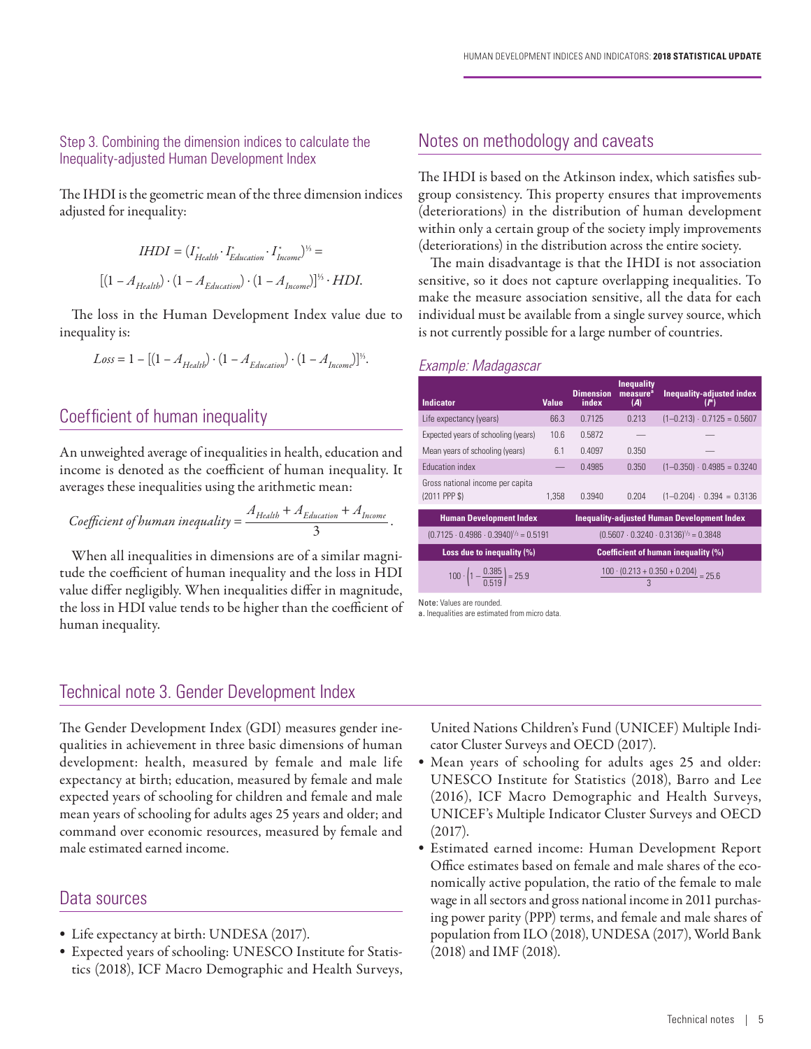### Step 3. Combining the dimension indices to calculate the Inequality-adjusted Human Development Index

The IHDI is the geometric mean of the three dimension indices adjusted for inequality:

$$IHDI = (I^*_{Health} \cdot I^*_{Education} \cdot I^*_{Income})^{1/3} =$$

$$[(1 - A_{Health}) \cdot (1 - A_{Education}) \cdot (1 - A_{Income})]^{1/3} \cdot HDI.$$

The loss in the Human Development Index value due to inequality is:

$$Loss = 1 - [(1 - A_{Health}) \cdot (1 - A_{Education}) \cdot (1 - A_{Income})]^{1/3}.$$

## Coefficient of human inequality

An unweighted average of inequalities in health, education and income is denoted as the coefficient of human inequality. It averages these inequalities using the arithmetic mean:

$$Coefficient\ of\ human\ inequality = \frac{A_{Health} + A_{Education} + A_{Income}}{3}.$$

When all inequalities in dimensions are of a similar magnitude the coefficient of human inequality and the loss in HDI value differ negligibly. When inequalities differ in magnitude, the loss in HDI value tends to be higher than the coefficient of human inequality.

## Notes on methodology and caveats

The IHDI is based on the Atkinson index, which satisfies subgroup consistency. This property ensures that improvements (deteriorations) in the distribution of human development within only a certain group of the society imply improvements (deteriorations) in the distribution across the entire society.

The main disadvantage is that the IHDI is not association sensitive, so it does not capture overlapping inequalities. To make the measure association sensitive, all the data for each individual must be available from a single survey source, which is not currently possible for a large number of countries.

### *Example: Madagascar*

| Indicator | Value | Dimension index | Inequality measure[a] (*A*) | Inequality-adjusted index (*I\**) |
|---|---|---|---|---|
| Life expectancy (years) | 66.3 | 0.7125 | 0.213 | (1–0.213) · 0.7125 = 0.5607 |
| Expected years of schooling (years) | 10.6 | 0.5872 | — | — |
| Mean years of schooling (years) | 6.1 | 0.4097 | 0.350 | — |
| Education index | — | 0.4985 | 0.350 | (1–0.350) · 0.4985 = 0.3240 |
| Gross national income per capita (2011 PPP $) | 1,358 | 0.3940 | 0.204 | (1–0.204) · 0.394 = 0.3136 |

| Human Development Index | Inequality-adjusted Human Development Index |
|---|---|
| $(0.7125 \cdot 0.4986 \cdot 0.3940)^{1/3} = 0.5191$ | $(0.5607 \cdot 0.3240 \cdot 0.3136)^{1/3} = 0.3848$ |
| **Loss due to inequality (%)** | **Coefficient of human inequality (%)** |
| $100 \cdot \left(1 - \frac{0.385}{0.519}\right) = 25.9$ | $\frac{100 \cdot (0.213 + 0.350 + 0.204)}{3} = 25.6$ |

**Note:** Values are rounded.

**a.** Inequalities are estimated from micro data.

## Technical note 3. Gender Development Index

The Gender Development Index (GDI) measures gender inequalities in achievement in three basic dimensions of human development: health, measured by female and male life expectancy at birth; education, measured by female and male expected years of schooling for children and female and male mean years of schooling for adults ages 25 years and older; and command over economic resources, measured by female and male estimated earned income.

## Data sources

- Life expectancy at birth: UNDESA (2017).
- Expected years of schooling: UNESCO Institute for Statistics (2018), ICF Macro Demographic and Health Surveys, United Nations Children's Fund (UNICEF) Multiple Indicator Cluster Surveys and OECD (2017).
- Mean years of schooling for adults ages 25 and older: UNESCO Institute for Statistics (2018), Barro and Lee (2016), ICF Macro Demographic and Health Surveys, UNICEF's Multiple Indicator Cluster Surveys and OECD (2017).
- Estimated earned income: Human Development Report Office estimates based on female and male shares of the economically active population, the ratio of the female to male wage in all sectors and gross national income in 2011 purchasing power parity (PPP) terms, and female and male shares of population from ILO (2018), UNDESA (2017), World Bank (2018) and IMF (2018).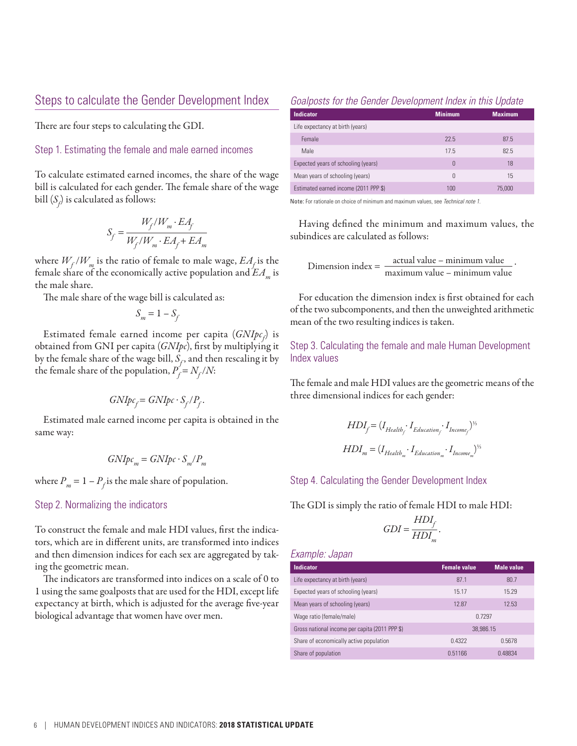## Steps to calculate the Gender Development Index

There are four steps to calculating the GDI.

### Step 1. Estimating the female and male earned incomes

To calculate estimated earned incomes, the share of the wage bill is calculated for each gender. The female share of the wage bill ($S_f$) is calculated as follows:

$$S_f = \frac{W_f/W_m \cdot EA_f}{W_f/W_m \cdot EA_f + EA_m}$$

where $W_f/W_m$ is the ratio of female to male wage, $EA_f$ is the female share of the economically active population and $EA_m$ is the male share.

The male share of the wage bill is calculated as:

$$S_m = 1 - S_f$$

Estimated female earned income per capita ($GNIpc_f$) is obtained from GNI per capita ($GNIpc$), first by multiplying it by the female share of the wage bill, $S_f$, and then rescaling it by the female share of the population, $P_f = N_f/N$:

$$GNIpc_f = GNIpc \cdot S_f/P_f.$$

Estimated male earned income per capita is obtained in the same way:

$$GNIpc_m = GNIpc \cdot S_m/P_m$$

where $P_m = 1 - P_f$ is the male share of population.

### Step 2. Normalizing the indicators

To construct the female and male HDI values, first the indicators, which are in different units, are transformed into indices and then dimension indices for each sex are aggregated by taking the geometric mean.

The indicators are transformed into indices on a scale of 0 to 1 using the same goalposts that are used for the HDI, except life expectancy at birth, which is adjusted for the average five-year biological advantage that women have over men.

*Goalposts for the Gender Development Index in this Update*

| Indicator | Minimum | Maximum |
|---|---|---|
| Life expectancy at birth (years) | | |
| Female | 22.5 | 87.5 |
| Male | 17.5 | 82.5 |
| Expected years of schooling (years) | 0 | 18 |
| Mean years of schooling (years) | 0 | 15 |
| Estimated earned income (2011 PPP $) | 100 | 75,000 |

**Note:** For rationale on choice of minimum and maximum values, see *Technical note 1*.

Having defined the minimum and maximum values, the subindices are calculated as follows:

$$\text{Dimension index} = \frac{\text{actual value} - \text{minimum value}}{\text{maximum value} - \text{minimum value}}.$$

For education the dimension index is first obtained for each of the two subcomponents, and then the unweighted arithmetic mean of the two resulting indices is taken.

### Step 3. Calculating the female and male Human Development Index values

The female and male HDI values are the geometric means of the three dimensional indices for each gender:

$$HDI_f = (I_{Health_f} \cdot I_{Education_f} \cdot I_{Income_f})^{1/3}$$

$$HDI_m = (I_{Health_m} \cdot I_{Education_m} \cdot I_{Income_m})^{1/3}$$

### Step 4. Calculating the Gender Development Index

The GDI is simply the ratio of female HDI to male HDI:

$$GDI = \frac{HDI_f}{HDI_m}.$$

*Example: Japan*

| Indicator | Female value | Male value |
|---|---|---|
| Life expectancy at birth (years) | 87.1 | 80.7 |
| Expected years of schooling (years) | 15.17 | 15.29 |
| Mean years of schooling (years) | 12.87 | 12.53 |
| Wage ratio (female/male) | 0.7297 | |
| Gross national income per capita (2011 PPP $) | 38,986.15 | |
| Share of economically active population | 0.4322 | 0.5678 |
| Share of population | 0.51166 | 0.48834 |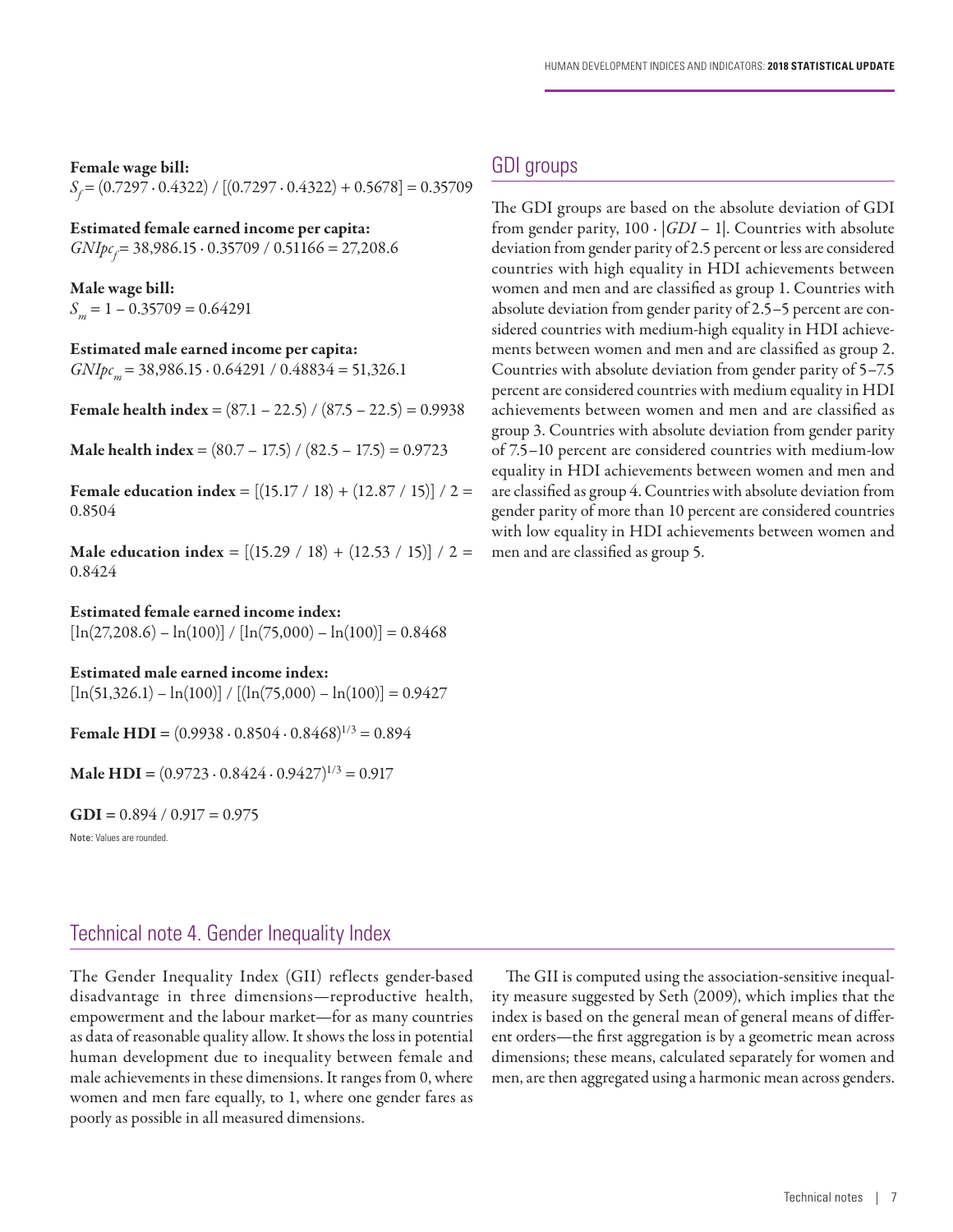**Female wage bill:**

$S_f = (0.7297 \cdot 0.4322) / [(0.7297 \cdot 0.4322) + 0.5678] = 0.35709$

**Estimated female earned income per capita:**

$GNIpc_f = 38{,}986.15 \cdot 0.35709 / 0.51166 = 27{,}208.6$

**Male wage bill:**

$S_m = 1 - 0.35709 = 0.64291$

**Estimated male earned income per capita:**

$GNIpc_m = 38{,}986.15 \cdot 0.64291 / 0.48834 = 51{,}326.1$

**Female health index** = $(87.1 - 22.5) / (87.5 - 22.5) = 0.9938$

**Male health index** = $(80.7 - 17.5) / (82.5 - 17.5) = 0.9723$

**Female education index** = $[(15.17 / 18) + (12.87 / 15)] / 2 = 0.8504$

**Male education index** = $[(15.29 / 18) + (12.53 / 15)] / 2 = 0.8424$

**Estimated female earned income index:**

$[\ln(27{,}208.6) - \ln(100)] / [\ln(75{,}000) - \ln(100)] = 0.8468$

**Estimated male earned income index:**

$[\ln(51{,}326.1) - \ln(100)] / [(\ln(75{,}000) - \ln(100)] = 0.9427$

**Female HDI** = $(0.9938 \cdot 0.8504 \cdot 0.8468)^{1/3} = 0.894$

**Male HDI** = $(0.9723 \cdot 0.8424 \cdot 0.9427)^{1/3} = 0.917$

**GDI** = $0.894 / 0.917 = 0.975$

Note: Values are rounded.

## GDI groups

The GDI groups are based on the absolute deviation of GDI from gender parity, $100 \cdot |GDI - 1|$. Countries with absolute deviation from gender parity of 2.5 percent or less are considered countries with high equality in HDI achievements between women and men and are classified as group 1. Countries with absolute deviation from gender parity of 2.5–5 percent are considered countries with medium-high equality in HDI achievements between women and men and are classified as group 2. Countries with absolute deviation from gender parity of 5–7.5 percent are considered countries with medium equality in HDI achievements between women and men and are classified as group 3. Countries with absolute deviation from gender parity of 7.5–10 percent are considered countries with medium-low equality in HDI achievements between women and men and are classified as group 4. Countries with absolute deviation from gender parity of more than 10 percent are considered countries with low equality in HDI achievements between women and men and are classified as group 5.

# Technical note 4. Gender Inequality Index

The Gender Inequality Index (GII) reflects gender-based disadvantage in three dimensions—reproductive health, empowerment and the labour market—for as many countries as data of reasonable quality allow. It shows the loss in potential human development due to inequality between female and male achievements in these dimensions. It ranges from 0, where women and men fare equally, to 1, where one gender fares as poorly as possible in all measured dimensions.

The GII is computed using the association-sensitive inequality measure suggested by Seth (2009), which implies that the index is based on the general mean of general means of different orders—the first aggregation is by a geometric mean across dimensions; these means, calculated separately for women and men, are then aggregated using a harmonic mean across genders.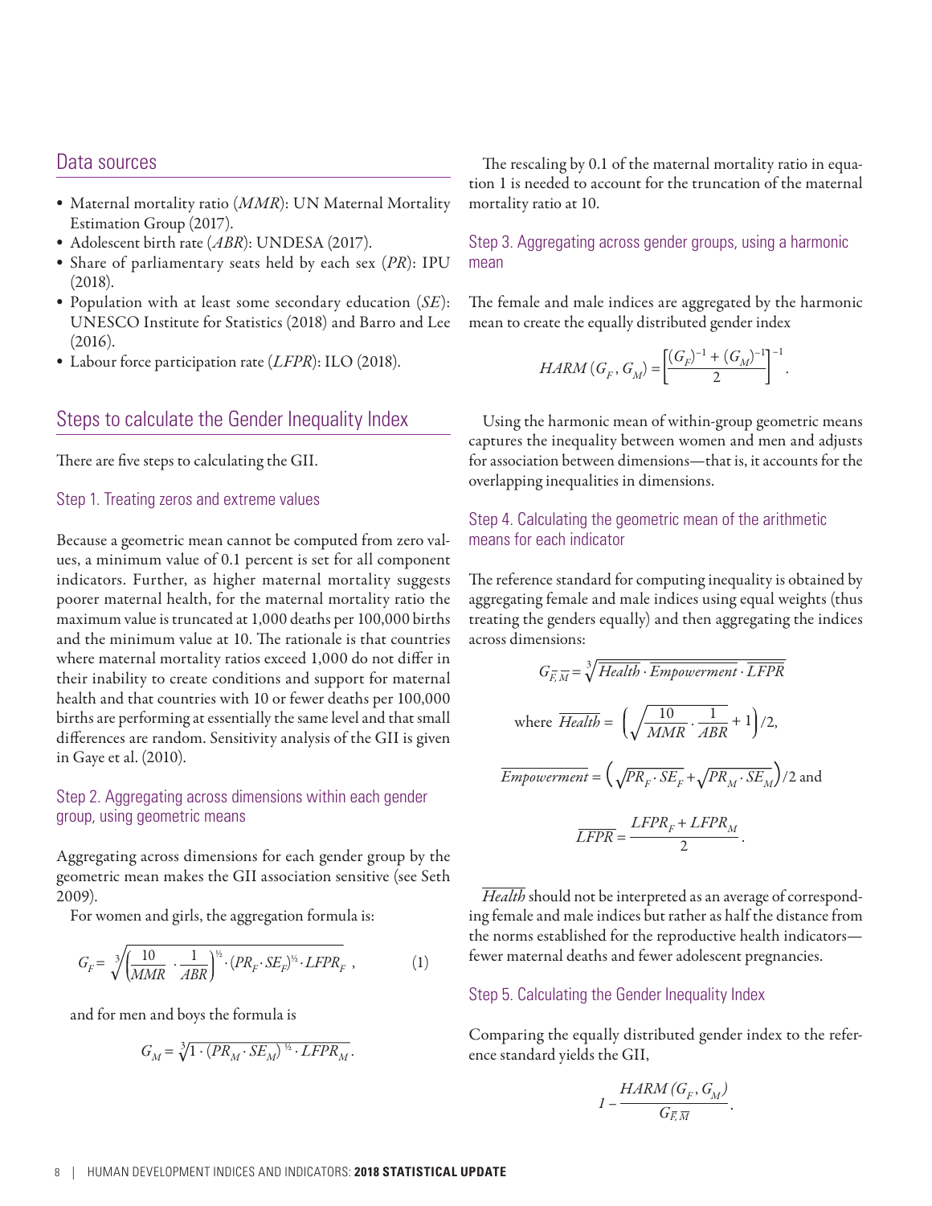## Data sources

- Maternal mortality ratio (*MMR*): UN Maternal Mortality Estimation Group (2017).
- Adolescent birth rate (*ABR*): UNDESA (2017).
- Share of parliamentary seats held by each sex (*PR*): IPU (2018).
- Population with at least some secondary education (*SE*): UNESCO Institute for Statistics (2018) and Barro and Lee (2016).
- Labour force participation rate (*LFPR*): ILO (2018).

## Steps to calculate the Gender Inequality Index

There are five steps to calculating the GII.

### Step 1. Treating zeros and extreme values

Because a geometric mean cannot be computed from zero values, a minimum value of 0.1 percent is set for all component indicators. Further, as higher maternal mortality suggests poorer maternal health, for the maternal mortality ratio the maximum value is truncated at 1,000 deaths per 100,000 births and the minimum value at 10. The rationale is that countries where maternal mortality ratios exceed 1,000 do not differ in their inability to create conditions and support for maternal health and that countries with 10 or fewer deaths per 100,000 births are performing at essentially the same level and that small differences are random. Sensitivity analysis of the GII is given in Gaye et al. (2010).

### Step 2. Aggregating across dimensions within each gender group, using geometric means

Aggregating across dimensions for each gender group by the geometric mean makes the GII association sensitive (see Seth 2009).

For women and girls, the aggregation formula is:

$$G_F = \sqrt[3]{\left(\frac{10}{MMR} \cdot \frac{1}{ABR}\right)^{½} \cdot (PR_F \cdot SE_F)^{½} \cdot LFPR_F}\ , \qquad (1)$$

and for men and boys the formula is

$$G_M = \sqrt[3]{1 \cdot (PR_M \cdot SE_M)^{½} \cdot LFPR_M}.$$

The rescaling by 0.1 of the maternal mortality ratio in equation 1 is needed to account for the truncation of the maternal mortality ratio at 10.

### Step 3. Aggregating across gender groups, using a harmonic mean

The female and male indices are aggregated by the harmonic mean to create the equally distributed gender index

$$HARM\,(G_F, G_M) = \left[\frac{(G_F)^{-1} + (G_M)^{-1}}{2}\right]^{-1}.$$

Using the harmonic mean of within-group geometric means captures the inequality between women and men and adjusts for association between dimensions—that is, it accounts for the overlapping inequalities in dimensions.

### Step 4. Calculating the geometric mean of the arithmetic means for each indicator

The reference standard for computing inequality is obtained by aggregating female and male indices using equal weights (thus treating the genders equally) and then aggregating the indices across dimensions:

$$G_{\overline{F},\overline{M}} = \sqrt[3]{\overline{Health} \cdot \overline{Empowerment} \cdot \overline{LFPR}}$$

$$\text{where } \overline{Health} = \left(\sqrt{\frac{10}{MMR} \cdot \frac{1}{ABR}} + 1\right)/2,$$

$$\overline{Empowerment} = \left(\sqrt{PR_F \cdot SE_F} + \sqrt{PR_M \cdot SE_M}\right)/2 \text{ and}$$

$$\overline{LFPR} = \frac{LFPR_F + LFPR_M}{2}.$$

$\overline{Health}$ should not be interpreted as an average of corresponding female and male indices but rather as half the distance from the norms established for the reproductive health indicators—fewer maternal deaths and fewer adolescent pregnancies.

### Step 5. Calculating the Gender Inequality Index

Comparing the equally distributed gender index to the reference standard yields the GII,

$$1 - \frac{HARM\,(G_F, G_M)}{G_{\overline{F},\overline{M}}}.$$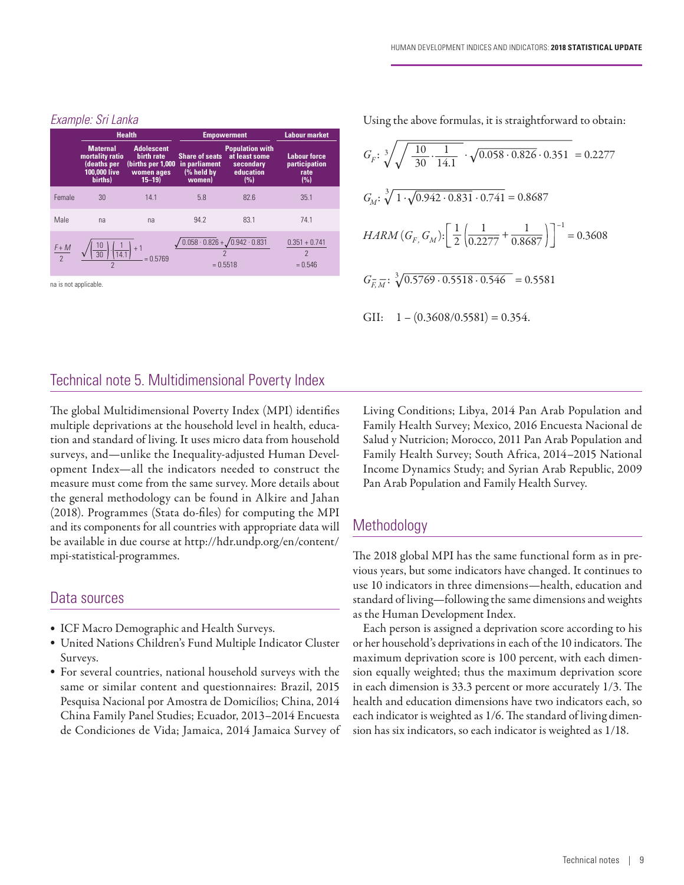*Example: Sri Lanka*

| | Health | | Empowerment | | Labour market |
|---|---|---|---|---|---|
| | Maternal mortality ratio (deaths per 100,000 live births) | Adolescent birth rate (births per 1,000 women ages 15–19) | Share of seats in parliament (% held by women) | Population with at least some secondary education (%) | Labour force participation rate (%) |
| Female | 30 | 14.1 | 5.8 | 82.6 | 35.1 |
| Male | na | na | 94.2 | 83.1 | 74.1 |
| $\frac{F+M}{2}$ | $\frac{\sqrt{\left(\frac{10}{30}\right)\cdot\left(\frac{1}{14.1}\right)}+1}{2} = 0.5769$ | | $\frac{\sqrt{0.058\cdot 0.826}+\sqrt{0.942\cdot 0.831}}{2} = 0.5518$ | | $\frac{0.351+0.741}{2} = 0.546$ |

na is not applicable.

Using the above formulas, it is straightforward to obtain:

$$G_F: \sqrt[3]{\sqrt{\frac{10}{30}\cdot\frac{1}{14.1}}\cdot\sqrt{0.058\cdot 0.826}\cdot 0.351} = 0.2277$$

$$G_M: \sqrt[3]{1\cdot\sqrt{0.942\cdot 0.831}\cdot 0.741} = 0.8687$$

$$HARM\,(G_F, G_M): \left[\frac{1}{2}\left(\frac{1}{0.2277}+\frac{1}{0.8687}\right)\right]^{-1} = 0.3608$$

$$G_{\bar{F},\bar{M}}: \sqrt[3]{0.5769\cdot 0.5518\cdot 0.546} = 0.5581$$

GII: $1 - (0.3608/0.5581) = 0.354.$

## Technical note 5. Multidimensional Poverty Index

The global Multidimensional Poverty Index (MPI) identifies multiple deprivations at the household level in health, education and standard of living. It uses micro data from household surveys, and—unlike the Inequality-adjusted Human Development Index—all the indicators needed to construct the measure must come from the same survey. More details about the general methodology can be found in Alkire and Jahan (2018). Programmes (Stata do-files) for computing the MPI and its components for all countries with appropriate data will be available in due course at http://hdr.undp.org/en/content/mpi-statistical-programmes.

### Data sources

- ICF Macro Demographic and Health Surveys.
- United Nations Children's Fund Multiple Indicator Cluster Surveys.
- For several countries, national household surveys with the same or similar content and questionnaires: Brazil, 2015 Pesquisa Nacional por Amostra de Domicílios; China, 2014 China Family Panel Studies; Ecuador, 2013–2014 Encuesta de Condiciones de Vida; Jamaica, 2014 Jamaica Survey of Living Conditions; Libya, 2014 Pan Arab Population and Family Health Survey; Mexico, 2016 Encuesta Nacional de Salud y Nutricion; Morocco, 2011 Pan Arab Population and Family Health Survey; South Africa, 2014–2015 National Income Dynamics Study; and Syrian Arab Republic, 2009 Pan Arab Population and Family Health Survey.

### Methodology

The 2018 global MPI has the same functional form as in previous years, but some indicators have changed. It continues to use 10 indicators in three dimensions—health, education and standard of living—following the same dimensions and weights as the Human Development Index.

Each person is assigned a deprivation score according to his or her household's deprivations in each of the 10 indicators. The maximum deprivation score is 100 percent, with each dimension equally weighted; thus the maximum deprivation score in each dimension is 33.3 percent or more accurately 1/3. The health and education dimensions have two indicators each, so each indicator is weighted as 1/6. The standard of living dimension has six indicators, so each indicator is weighted as 1/18.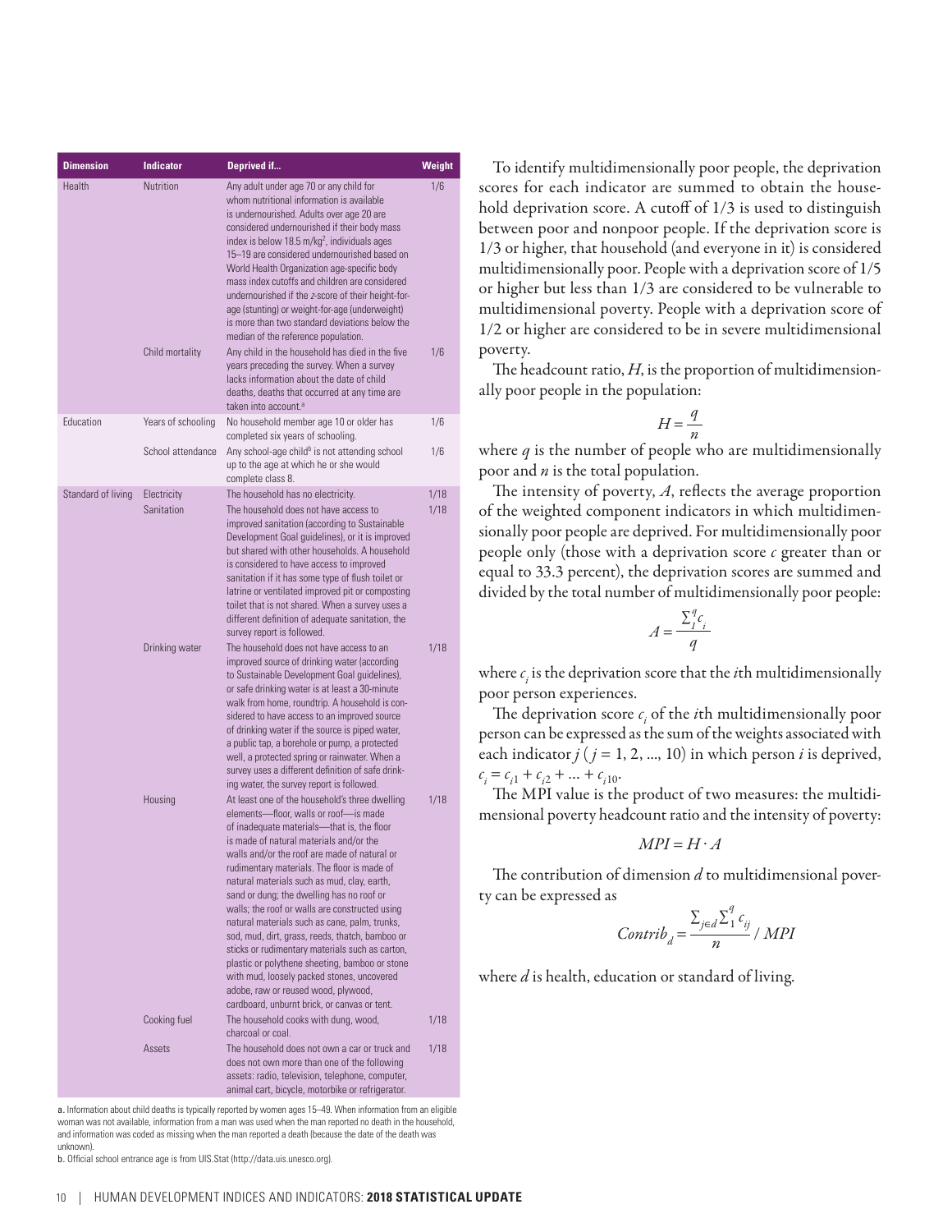| Dimension | Indicator | Deprived if... | Weight |
|---|---|---|---|
| Health | Nutrition | Any adult under age 70 or any child for whom nutritional information is available is undernourished. Adults over age 20 are considered undernourished if their body mass index is below 18.5 m/kg$^2$, individuals ages 15–19 are considered undernourished based on World Health Organization age-specific body mass index cutoffs and children are considered undernourished if the *z*-score of their height-for-age (stunting) or weight-for-age (underweight) is more than two standard deviations below the median of the reference population. | 1/6 |
| | Child mortality | Any child in the household has died in the five years preceding the survey. When a survey lacks information about the date of child deaths, deaths that occurred at any time are taken into account.[a] | 1/6 |
| Education | Years of schooling | No household member age 10 or older has completed six years of schooling. | 1/6 |
| | School attendance | Any school-age child[b] is not attending school up to the age at which he or she would complete class 8. | 1/6 |
| Standard of living | Electricity | The household has no electricity. | 1/18 |
| | Sanitation | The household does not have access to improved sanitation (according to Sustainable Development Goal guidelines), or it is improved but shared with other households. A household is considered to have access to improved sanitation if it has some type of flush toilet or latrine or ventilated improved pit or composting toilet that is not shared. When a survey uses a different definition of adequate sanitation, the survey report is followed. | 1/18 |
| | Drinking water | The household does not have access to an improved source of drinking water (according to Sustainable Development Goal guidelines), or safe drinking water is at least a 30-minute walk from home, roundtrip. A household is considered to have access to an improved source of drinking water if the source is piped water, a public tap, a borehole or pump, a protected well, a protected spring or rainwater. When a survey uses a different definition of safe drinking water, the survey report is followed. | 1/18 |
| | Housing | At least one of the household's three dwelling elements—floor, walls or roof—is made of inadequate materials—that is, the floor is made of natural materials and/or the walls and/or the roof are made of natural or rudimentary materials. The floor is made of natural materials such as mud, clay, earth, sand or dung; the dwelling has no roof or walls; the roof or walls are constructed using natural materials such as cane, palm, trunks, sod, mud, dirt, grass, reeds, thatch, bamboo or sticks or rudimentary materials such as carton, plastic or polythene sheeting, bamboo or stone with mud, loosely packed stones, uncovered adobe, raw or reused wood, plywood, cardboard, unburnt brick, or canvas or tent. | 1/18 |
| | Cooking fuel | The household cooks with dung, wood, charcoal or coal. | 1/18 |
| | Assets | The household does not own a car or truck and does not own more than one of the following assets: radio, television, telephone, computer, animal cart, bicycle, motorbike or refrigerator. | 1/18 |

a. Information about child deaths is typically reported by women ages 15–49. When information from an eligible woman was not available, information from a man was used when the man reported no death in the household, and information was coded as missing when the man reported a death (because the date of the death was unknown).

b. Official school entrance age is from UIS.Stat (http://data.uis.unesco.org).

To identify multidimensionally poor people, the deprivation scores for each indicator are summed to obtain the household deprivation score. A cutoff of 1/3 is used to distinguish between poor and nonpoor people. If the deprivation score is 1/3 or higher, that household (and everyone in it) is considered multidimensionally poor. People with a deprivation score of 1/5 or higher but less than 1/3 are considered to be vulnerable to multidimensional poverty. People with a deprivation score of 1/2 or higher are considered to be in severe multidimensional poverty.

The headcount ratio, $H$, is the proportion of multidimensionally poor people in the population:

$$H = \frac{q}{n}$$

where $q$ is the number of people who are multidimensionally poor and $n$ is the total population.

The intensity of poverty, $A$, reflects the average proportion of the weighted component indicators in which multidimensionally poor people are deprived. For multidimensionally poor people only (those with a deprivation score $c$ greater than or equal to 33.3 percent), the deprivation scores are summed and divided by the total number of multidimensionally poor people:

$$A = \frac{\sum_{1}^{q} c_i}{q}$$

where $c_i$ is the deprivation score that the $i$th multidimensionally poor person experiences.

The deprivation score $c_i$ of the $i$th multidimensionally poor person can be expressed as the sum of the weights associated with each indicator $j$ ($j = 1, 2, \ldots, 10$) in which person $i$ is deprived, $c_i = c_{i1} + c_{i2} + \ldots + c_{i10}$.

The MPI value is the product of two measures: the multidimensional poverty headcount ratio and the intensity of poverty:

$$MPI = H \cdot A$$

The contribution of dimension $d$ to multidimensional poverty can be expressed as

$$Contrib_d = \frac{\sum_{j \in d} \sum_{1}^{q} c_{ij}}{n} / MPI$$

where $d$ is health, education or standard of living.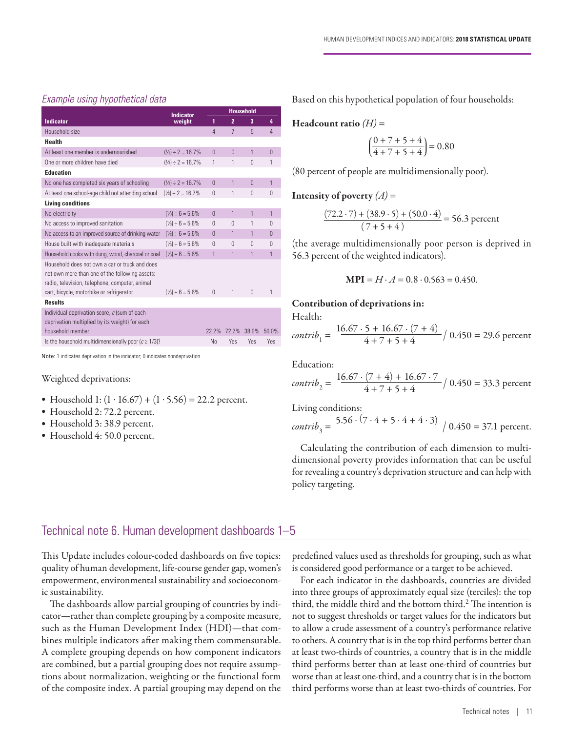*Example using hypothetical data*

| Indicator | Indicator weight | Household | | | |
|---|---|---|---|---|---|
| | | 1 | 2 | 3 | 4 |
| Household size | | 4 | 7 | 5 | 4 |
| **Health** | | | | | |
| At least one member is undernourished | (⅓) ÷ 2 = 16.7% | 0 | 0 | 1 | 0 |
| One or more children have died | (⅓) ÷ 2 = 16.7% | 1 | 1 | 0 | 1 |
| **Education** | | | | | |
| No one has completed six years of schooling | (⅓) ÷ 2 = 16.7% | 0 | 1 | 0 | 1 |
| At least one school-age child not attending school | (⅓) ÷ 2 = 16.7% | 0 | 1 | 0 | 0 |
| **Living conditions** | | | | | |
| No electricity | (⅓) ÷ 6 = 5.6% | 0 | 1 | 1 | 1 |
| No access to improved sanitation | (⅓) ÷ 6 = 5.6% | 0 | 0 | 1 | 0 |
| No access to an improved source of drinking water | (⅓) ÷ 6 = 5.6% | 0 | 1 | 1 | 0 |
| House built with inadequate materials | (⅓) ÷ 6 = 5.6% | 0 | 0 | 0 | 0 |
| Household cooks with dung, wood, charcoal or coal | (⅓) ÷ 6 = 5.6% | 1 | 1 | 1 | 1 |
| Household does not own a car or truck and does not own more than one of the following assets: radio, television, telephone, computer, animal cart, bicycle, motorbike or refrigerator. | (⅓) ÷ 6 = 5.6% | 0 | 1 | 0 | 1 |
| **Results** | | | | | |
| Individual deprivation score, *c* (sum of each deprivation multiplied by its weight) for each household member | | 22.2% | 72.2% | 38.9% | 50.0% |
| Is the household multidimensionally poor ($c \geq 1/3$)? | | No | Yes | Yes | Yes |

Note: 1 indicates deprivation in the indicator; 0 indicates nondeprivation.

Weighted deprivations:

- Household 1: $(1 \cdot 16.67) + (1 \cdot 5.56) = 22.2$ percent.
- Household 2: 72.2 percent.
- Household 3: 38.9 percent.
- Household 4: 50.0 percent.

Based on this hypothetical population of four households:

**Headcount ratio** $(H)$ =

$$\left(\frac{0+7+5+4}{4+7+5+4}\right) = 0.80$$

(80 percent of people are multidimensionally poor).

**Intensity of poverty** $(A)$ =

$$\frac{(72.2 \cdot 7) + (38.9 \cdot 5) + (50.0 \cdot 4)}{(7+5+4)} = 56.3 \text{ percent}$$

(the average multidimensionally poor person is deprived in 56.3 percent of the weighted indicators).

$$\textbf{MPI} = H \cdot A = 0.8 \cdot 0.563 = 0.450.$$

**Contribution of deprivations in:**

Health:

$$contrib_1 = \frac{16.67 \cdot 5 + 16.67 \cdot (7+4)}{4+7+5+4} / \; 0.450 = 29.6 \text{ percent}$$

Education:

$$contrib_2 = \frac{16.67 \cdot (7+4) + 16.67 \cdot 7}{4+7+5+4} / \; 0.450 = 33.3 \text{ percent}$$

Living conditions:

$$contrib_3 = \frac{5.56 \cdot (7 \cdot 4 + 5 \cdot 4 + 4 \cdot 3)}{4+7+5+4} / \; 0.450 = 37.1 \text{ percent.}$$

Calculating the contribution of each dimension to multidimensional poverty provides information that can be useful for revealing a country's deprivation structure and can help with policy targeting.

## Technical note 6. Human development dashboards 1–5

This Update includes colour-coded dashboards on five topics: quality of human development, life-course gender gap, women's empowerment, environmental sustainability and socioeconomic sustainability.

The dashboards allow partial grouping of countries by indicator—rather than complete grouping by a composite measure, such as the Human Development Index (HDI)—that combines multiple indicators after making them commensurable. A complete grouping depends on how component indicators are combined, but a partial grouping does not require assumptions about normalization, weighting or the functional form of the composite index. A partial grouping may depend on the predefined values used as thresholds for grouping, such as what is considered good performance or a target to be achieved.

For each indicator in the dashboards, countries are divided into three groups of approximately equal size (terciles): the top third, the middle third and the bottom third.[2] The intention is not to suggest thresholds or target values for the indicators but to allow a crude assessment of a country's performance relative to others. A country that is in the top third performs better than at least two-thirds of countries, a country that is in the middle third performs better than at least one-third of countries but worse than at least one-third, and a country that is in the bottom third performs worse than at least two-thirds of countries. For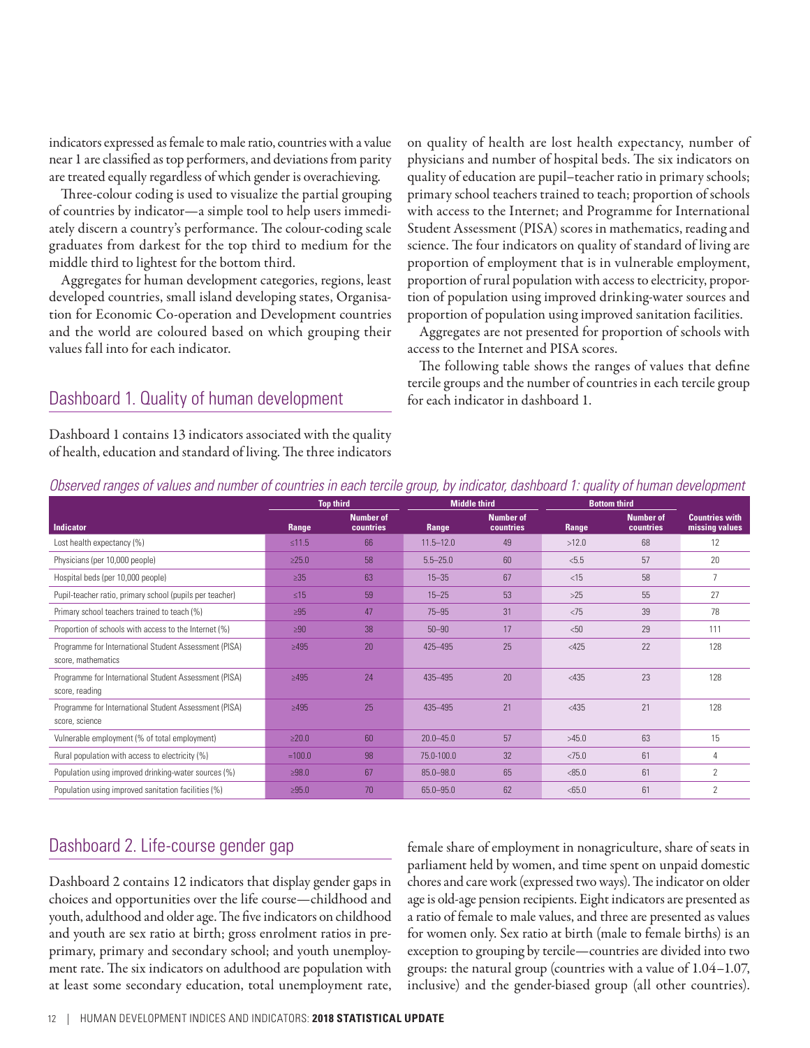indicators expressed as female to male ratio, countries with a value near 1 are classified as top performers, and deviations from parity are treated equally regardless of which gender is overachieving.

Three-colour coding is used to visualize the partial grouping of countries by indicator—a simple tool to help users immediately discern a country's performance. The colour-coding scale graduates from darkest for the top third to medium for the middle third to lightest for the bottom third.

Aggregates for human development categories, regions, least developed countries, small island developing states, Organisation for Economic Co-operation and Development countries and the world are coloured based on which grouping their values fall into for each indicator.

## Dashboard 1. Quality of human development

Dashboard 1 contains 13 indicators associated with the quality of health, education and standard of living. The three indicators on quality of health are lost health expectancy, number of physicians and number of hospital beds. The six indicators on quality of education are pupil–teacher ratio in primary schools; primary school teachers trained to teach; proportion of schools with access to the Internet; and Programme for International Student Assessment (PISA) scores in mathematics, reading and science. The four indicators on quality of standard of living are proportion of employment that is in vulnerable employment, proportion of rural population with access to electricity, proportion of population using improved drinking-water sources and proportion of population using improved sanitation facilities.

Aggregates are not presented for proportion of schools with access to the Internet and PISA scores.

The following table shows the ranges of values that define tercile groups and the number of countries in each tercile group for each indicator in dashboard 1.

*Observed ranges of values and number of countries in each tercile group, by indicator, dashboard 1: quality of human development*

| | Top third | | Middle third | | Bottom third | | |
|---|---|---|---|---|---|---|---|
| **Indicator** | **Range** | **Number of countries** | **Range** | **Number of countries** | **Range** | **Number of countries** | **Countries with missing values** |
| Lost health expectancy (%) | ≤11.5 | 66 | 11.5–12.0 | 49 | >12.0 | 68 | 12 |
| Physicians (per 10,000 people) | ≥25.0 | 58 | 5.5–25.0 | 60 | <5.5 | 57 | 20 |
| Hospital beds (per 10,000 people) | ≥35 | 63 | 15–35 | 67 | <15 | 58 | 7 |
| Pupil-teacher ratio, primary school (pupils per teacher) | ≤15 | 59 | 15–25 | 53 | >25 | 55 | 27 |
| Primary school teachers trained to teach (%) | ≥95 | 47 | 75–95 | 31 | <75 | 39 | 78 |
| Proportion of schools with access to the Internet (%) | ≥90 | 38 | 50–90 | 17 | <50 | 29 | 111 |
| Programme for International Student Assessment (PISA) score, mathematics | ≥495 | 20 | 425–495 | 25 | <425 | 22 | 128 |
| Programme for International Student Assessment (PISA) score, reading | ≥495 | 24 | 435–495 | 20 | <435 | 23 | 128 |
| Programme for International Student Assessment (PISA) score, science | ≥495 | 25 | 435–495 | 21 | <435 | 21 | 128 |
| Vulnerable employment (% of total employment) | ≥20.0 | 60 | 20.0–45.0 | 57 | >45.0 | 63 | 15 |
| Rural population with access to electricity (%) | =100.0 | 98 | 75.0-100.0 | 32 | <75.0 | 61 | 4 |
| Population using improved drinking-water sources (%) | ≥98.0 | 67 | 85.0–98.0 | 65 | <85.0 | 61 | 2 |
| Population using improved sanitation facilities (%) | ≥95.0 | 70 | 65.0–95.0 | 62 | <65.0 | 61 | 2 |

## Dashboard 2. Life-course gender gap

Dashboard 2 contains 12 indicators that display gender gaps in choices and opportunities over the life course—childhood and youth, adulthood and older age. The five indicators on childhood and youth are sex ratio at birth; gross enrolment ratios in pre-primary, primary and secondary school; and youth unemployment rate. The six indicators on adulthood are population with at least some secondary education, total unemployment rate, female share of employment in nonagriculture, share of seats in parliament held by women, and time spent on unpaid domestic chores and care work (expressed two ways). The indicator on older age is old-age pension recipients. Eight indicators are presented as a ratio of female to male values, and three are presented as values for women only. Sex ratio at birth (male to female births) is an exception to grouping by tercile—countries are divided into two groups: the natural group (countries with a value of 1.04–1.07, inclusive) and the gender-biased group (all other countries).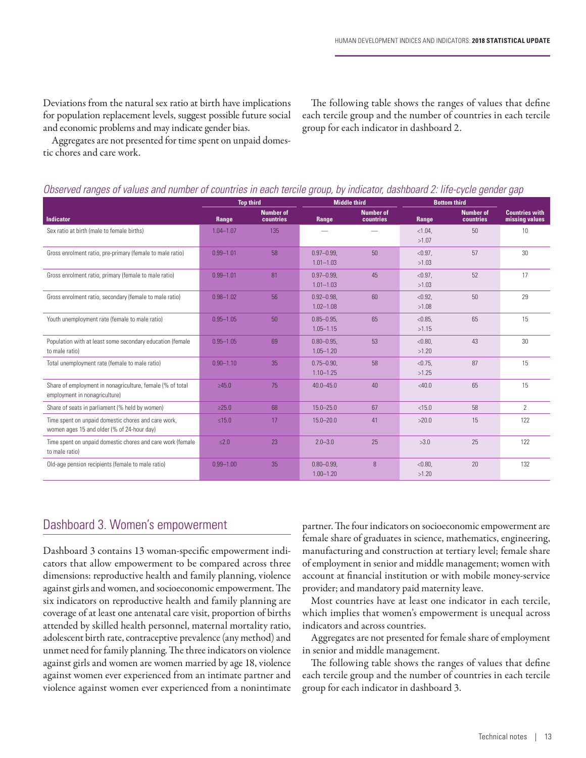Deviations from the natural sex ratio at birth have implications for population replacement levels, suggest possible future social and economic problems and may indicate gender bias.

Aggregates are not presented for time spent on unpaid domestic chores and care work.

The following table shows the ranges of values that define each tercile group and the number of countries in each tercile group for each indicator in dashboard 2.

*Observed ranges of values and number of countries in each tercile group, by indicator, dashboard 2: life-cycle gender gap*

| Indicator | Top third | | Middle third | | Bottom third | | Countries with missing values |
|---|---|---|---|---|---|---|---|
| | Range | Number of countries | Range | Number of countries | Range | Number of countries | |
| Sex ratio at birth (male to female births) | 1.04–1.07 | 135 | — | — | <1.04, >1.07 | 50 | 10 |
| Gross enrolment ratio, pre-primary (female to male ratio) | 0.99–1.01 | 58 | 0.97–0.99, 1.01–1.03 | 50 | <0.97, >1.03 | 57 | 30 |
| Gross enrolment ratio, primary (female to male ratio) | 0.99–1.01 | 81 | 0.97–0.99, 1.01–1.03 | 45 | <0.97, >1.03 | 52 | 17 |
| Gross enrolment ratio, secondary (female to male ratio) | 0.98–1.02 | 56 | 0.92–0.98, 1.02–1.08 | 60 | <0.92, >1.08 | 50 | 29 |
| Youth unemployment rate (female to male ratio) | 0.95–1.05 | 50 | 0.85–0.95, 1.05–1.15 | 65 | <0.85, >1.15 | 65 | 15 |
| Population with at least some secondary education (female to male ratio) | 0.95–1.05 | 69 | 0.80–0.95, 1.05–1.20 | 53 | <0.80, >1.20 | 43 | 30 |
| Total unemployment rate (female to male ratio) | 0.90–1.10 | 35 | 0.75–0.90, 1.10–1.25 | 58 | <0.75, >1.25 | 87 | 15 |
| Share of employment in nonagriculture, female (% of total employment in nonagriculture) | ≥45.0 | 75 | 40.0–45.0 | 40 | <40.0 | 65 | 15 |
| Share of seats in parliament (% held by women) | ≥25.0 | 68 | 15.0–25.0 | 67 | <15.0 | 58 | 2 |
| Time spent on unpaid domestic chores and care work, women ages 15 and older (% of 24-hour day) | ≤15.0 | 17 | 15.0–20.0 | 41 | >20.0 | 15 | 122 |
| Time spent on unpaid domestic chores and care work (female to male ratio) | ≤2.0 | 23 | 2.0–3.0 | 25 | >3.0 | 25 | 122 |
| Old-age pension recipients (female to male ratio) | 0.99–1.00 | 35 | 0.80–0.99, 1.00–1.20 | 8 | <0.80, >1.20 | 20 | 132 |

## Dashboard 3. Women's empowerment

Dashboard 3 contains 13 woman-specific empowerment indicators that allow empowerment to be compared across three dimensions: reproductive health and family planning, violence against girls and women, and socioeconomic empowerment. The six indicators on reproductive health and family planning are coverage of at least one antenatal care visit, proportion of births attended by skilled health personnel, maternal mortality ratio, adolescent birth rate, contraceptive prevalence (any method) and unmet need for family planning. The three indicators on violence against girls and women are women married by age 18, violence against women ever experienced from an intimate partner and violence against women ever experienced from a nonintimate partner. The four indicators on socioeconomic empowerment are female share of graduates in science, mathematics, engineering, manufacturing and construction at tertiary level; female share of employment in senior and middle management; women with account at financial institution or with mobile money-service provider; and mandatory paid maternity leave.

Most countries have at least one indicator in each tercile, which implies that women's empowerment is unequal across indicators and across countries.

Aggregates are not presented for female share of employment in senior and middle management.

The following table shows the ranges of values that define each tercile group and the number of countries in each tercile group for each indicator in dashboard 3.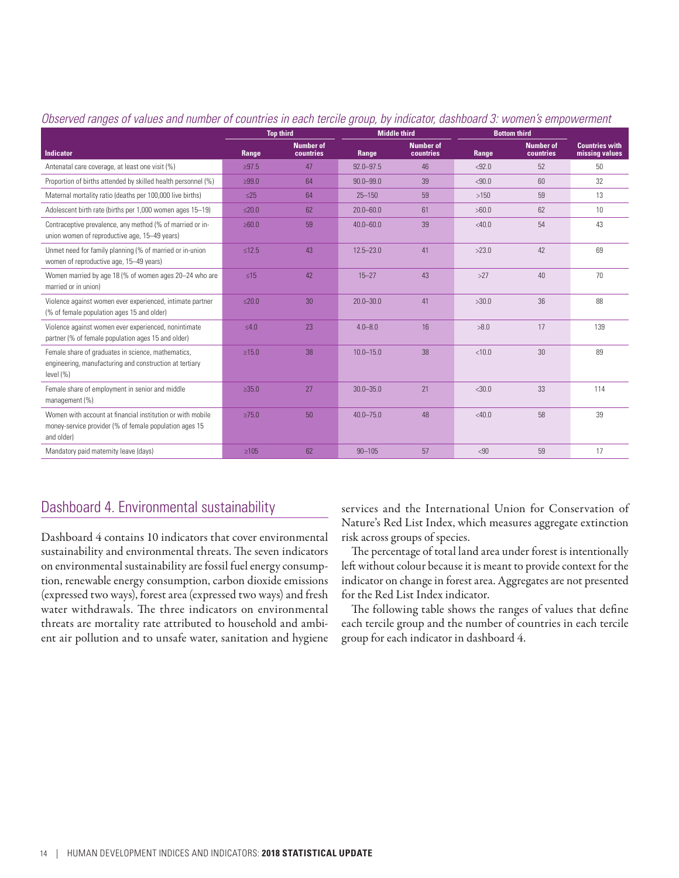*Observed ranges of values and number of countries in each tercile group, by indicator, dashboard 3: women's empowerment*

| Indicator | Top third | | Middle third | | Bottom third | | Countries with missing values |
|---|---|---|---|---|---|---|---|
| | Range | Number of countries | Range | Number of countries | Range | Number of countries | |
| Antenatal care coverage, at least one visit (%) | ≥97.5 | 47 | 92.0–97.5 | 46 | <92.0 | 52 | 50 |
| Proportion of births attended by skilled health personnel (%) | ≥99.0 | 64 | 90.0–99.0 | 39 | <90.0 | 60 | 32 |
| Maternal mortality ratio (deaths per 100,000 live births) | ≤25 | 64 | 25–150 | 59 | >150 | 59 | 13 |
| Adolescent birth rate (births per 1,000 women ages 15–19) | ≤20.0 | 62 | 20.0–60.0 | 61 | >60.0 | 62 | 10 |
| Contraceptive prevalence, any method (% of married or in-union women of reproductive age, 15–49 years) | ≥60.0 | 59 | 40.0–60.0 | 39 | <40.0 | 54 | 43 |
| Unmet need for family planning (% of married or in-union women of reproductive age, 15–49 years) | ≤12.5 | 43 | 12.5–23.0 | 41 | >23.0 | 42 | 69 |
| Women married by age 18 (% of women ages 20–24 who are married or in union) | ≤15 | 42 | 15–27 | 43 | >27 | 40 | 70 |
| Violence against women ever experienced, intimate partner (% of female population ages 15 and older) | ≤20.0 | 30 | 20.0–30.0 | 41 | >30.0 | 36 | 88 |
| Violence against women ever experienced, nonintimate partner (% of female population ages 15 and older) | ≤4.0 | 23 | 4.0–8.0 | 16 | >8.0 | 17 | 139 |
| Female share of graduates in science, mathematics, engineering, manufacturing and construction at tertiary level (%) | ≥15.0 | 38 | 10.0–15.0 | 38 | <10.0 | 30 | 89 |
| Female share of employment in senior and middle management (%) | ≥35.0 | 27 | 30.0–35.0 | 21 | <30.0 | 33 | 114 |
| Women with account at financial institution or with mobile money-service provider (% of female population ages 15 and older) | ≥75.0 | 50 | 40.0–75.0 | 48 | <40.0 | 58 | 39 |
| Mandatory paid maternity leave (days) | ≥105 | 62 | 90–105 | 57 | <90 | 59 | 17 |

## Dashboard 4. Environmental sustainability

Dashboard 4 contains 10 indicators that cover environmental sustainability and environmental threats. The seven indicators on environmental sustainability are fossil fuel energy consumption, renewable energy consumption, carbon dioxide emissions (expressed two ways), forest area (expressed two ways) and fresh water withdrawals. The three indicators on environmental threats are mortality rate attributed to household and ambient air pollution and to unsafe water, sanitation and hygiene services and the International Union for Conservation of Nature's Red List Index, which measures aggregate extinction risk across groups of species.

The percentage of total land area under forest is intentionally left without colour because it is meant to provide context for the indicator on change in forest area. Aggregates are not presented for the Red List Index indicator.

The following table shows the ranges of values that define each tercile group and the number of countries in each tercile group for each indicator in dashboard 4.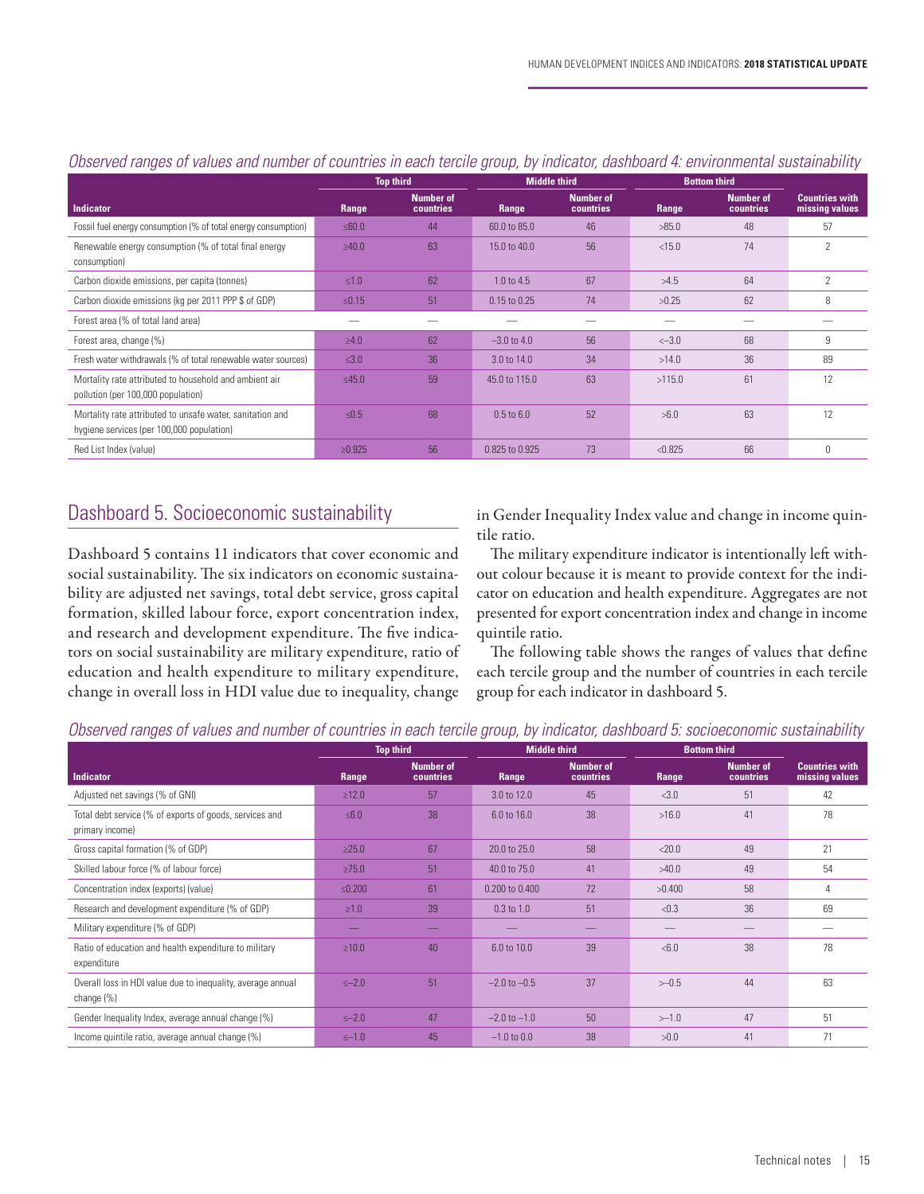*Observed ranges of values and number of countries in each tercile group, by indicator, dashboard 4: environmental sustainability*

| Indicator | Top third | | Middle third | | Bottom third | | Countries with missing values |
|---|---|---|---|---|---|---|---|
| | Range | Number of countries | Range | Number of countries | Range | Number of countries | |
| Fossil fuel energy consumption (% of total energy consumption) | ≤60.0 | 44 | 60.0 to 85.0 | 46 | >85.0 | 48 | 57 |
| Renewable energy consumption (% of total final energy consumption) | ≥40.0 | 63 | 15.0 to 40.0 | 56 | <15.0 | 74 | 2 |
| Carbon dioxide emissions, per capita (tonnes) | ≤1.0 | 62 | 1.0 to 4.5 | 67 | >4.5 | 64 | 2 |
| Carbon dioxide emissions (kg per 2011 PPP $ of GDP) | ≤0.15 | 51 | 0.15 to 0.25 | 74 | >0.25 | 62 | 8 |
| Forest area (% of total land area) | — | — | — | — | — | — | — |
| Forest area, change (%) | ≥4.0 | 62 | –3.0 to 4.0 | 56 | <–3.0 | 68 | 9 |
| Fresh water withdrawals (% of total renewable water sources) | ≤3.0 | 36 | 3.0 to 14.0 | 34 | >14.0 | 36 | 89 |
| Mortality rate attributed to household and ambient air pollution (per 100,000 population) | ≤45.0 | 59 | 45.0 to 115.0 | 63 | >115.0 | 61 | 12 |
| Mortality rate attributed to unsafe water, sanitation and hygiene services (per 100,000 population) | ≤0.5 | 68 | 0.5 to 6.0 | 52 | >6.0 | 63 | 12 |
| Red List Index (value) | ≥0.925 | 56 | 0.825 to 0.925 | 73 | <0.825 | 66 | 0 |

## Dashboard 5. Socioeconomic sustainability

Dashboard 5 contains 11 indicators that cover economic and social sustainability. The six indicators on economic sustainability are adjusted net savings, total debt service, gross capital formation, skilled labour force, export concentration index, and research and development expenditure. The five indicators on social sustainability are military expenditure, ratio of education and health expenditure to military expenditure, change in overall loss in HDI value due to inequality, change in Gender Inequality Index value and change in income quintile ratio.

The military expenditure indicator is intentionally left without colour because it is meant to provide context for the indicator on education and health expenditure. Aggregates are not presented for export concentration index and change in income quintile ratio.

The following table shows the ranges of values that define each tercile group and the number of countries in each tercile group for each indicator in dashboard 5.

*Observed ranges of values and number of countries in each tercile group, by indicator, dashboard 5: socioeconomic sustainability*

| Indicator | Top third | | Middle third | | Bottom third | | Countries with missing values |
|---|---|---|---|---|---|---|---|
| | Range | Number of countries | Range | Number of countries | Range | Number of countries | |
| Adjusted net savings (% of GNI) | ≥12.0 | 57 | 3.0 to 12.0 | 45 | <3.0 | 51 | 42 |
| Total debt service (% of exports of goods, services and primary income) | ≤6.0 | 38 | 6.0 to 16.0 | 38 | >16.0 | 41 | 78 |
| Gross capital formation (% of GDP) | ≥25.0 | 67 | 20.0 to 25.0 | 58 | <20.0 | 49 | 21 |
| Skilled labour force (% of labour force) | ≥75.0 | 51 | 40.0 to 75.0 | 41 | >40.0 | 49 | 54 |
| Concentration index (exports) (value) | ≤0.200 | 61 | 0.200 to 0.400 | 72 | >0.400 | 58 | 4 |
| Research and development expenditure (% of GDP) | ≥1.0 | 39 | 0.3 to 1.0 | 51 | <0.3 | 36 | 69 |
| Military expenditure (% of GDP) | — | — | — | — | — | — | — |
| Ratio of education and health expenditure to military expenditure | ≥10.0 | 40 | 6.0 to 10.0 | 39 | <6.0 | 38 | 78 |
| Overall loss in HDI value due to inequality, average annual change (%) | ≤–2.0 | 51 | –2.0 to –0.5 | 37 | >–0.5 | 44 | 63 |
| Gender Inequality Index, average annual change (%) | ≤–2.0 | 47 | –2.0 to –1.0 | 50 | >–1.0 | 47 | 51 |
| Income quintile ratio, average annual change (%) | ≤–1.0 | 45 | –1.0 to 0.0 | 38 | >0.0 | 41 | 71 |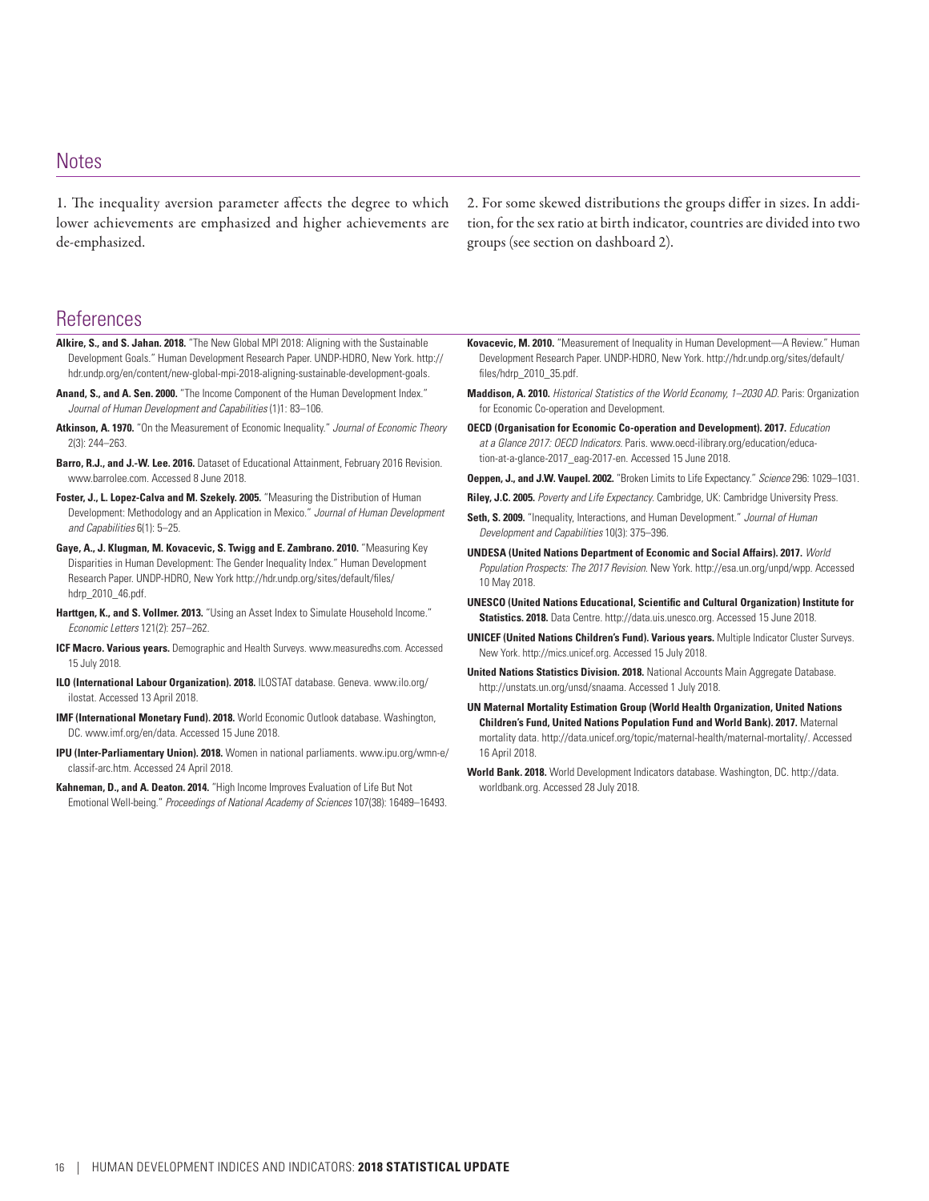## Notes

1. The inequality aversion parameter affects the degree to which lower achievements are emphasized and higher achievements are de-emphasized.

2. For some skewed distributions the groups differ in sizes. In addition, for the sex ratio at birth indicator, countries are divided into two groups (see section on dashboard 2).

## References

**Alkire, S., and S. Jahan. 2018.** "The New Global MPI 2018: Aligning with the Sustainable Development Goals." Human Development Research Paper. UNDP-HDRO, New York. http://hdr.undp.org/en/content/new-global-mpi-2018-aligning-sustainable-development-goals.

**Anand, S., and A. Sen. 2000.** "The Income Component of the Human Development Index." *Journal of Human Development and Capabilities* (1)1: 83–106.

**Atkinson, A. 1970.** "On the Measurement of Economic Inequality." *Journal of Economic Theory* 2(3): 244–263.

**Barro, R.J., and J.-W. Lee. 2016.** Dataset of Educational Attainment, February 2016 Revision. www.barrolee.com. Accessed 8 June 2018.

**Foster, J., L. Lopez-Calva and M. Szekely. 2005.** "Measuring the Distribution of Human Development: Methodology and an Application in Mexico." *Journal of Human Development and Capabilities* 6(1): 5–25.

**Gaye, A., J. Klugman, M. Kovacevic, S. Twigg and E. Zambrano. 2010.** "Measuring Key Disparities in Human Development: The Gender Inequality Index." Human Development Research Paper. UNDP-HDRO, New York http://hdr.undp.org/sites/default/files/hdrp_2010_46.pdf.

**Harttgen, K., and S. Vollmer. 2013.** "Using an Asset Index to Simulate Household Income." *Economic Letters* 121(2): 257–262.

**ICF Macro. Various years.** Demographic and Health Surveys. www.measuredhs.com. Accessed 15 July 2018.

**ILO (International Labour Organization). 2018.** ILOSTAT database. Geneva. www.ilo.org/ilostat. Accessed 13 April 2018.

**IMF (International Monetary Fund). 2018.** World Economic Outlook database. Washington, DC. www.imf.org/en/data. Accessed 15 June 2018.

**IPU (Inter-Parliamentary Union). 2018.** Women in national parliaments. www.ipu.org/wmn-e/classif-arc.htm. Accessed 24 April 2018.

**Kahneman, D., and A. Deaton. 2014.** "High Income Improves Evaluation of Life But Not Emotional Well-being." *Proceedings of National Academy of Sciences* 107(38): 16489–16493.

**Kovacevic, M. 2010.** "Measurement of Inequality in Human Development—A Review." Human Development Research Paper. UNDP-HDRO, New York. http://hdr.undp.org/sites/default/files/hdrp_2010_35.pdf.

**Maddison, A. 2010.** *Historical Statistics of the World Economy, 1–2030 AD*. Paris: Organization for Economic Co-operation and Development.

**OECD (Organisation for Economic Co-operation and Development). 2017.** *Education at a Glance 2017: OECD Indicators*. Paris. www.oecd-ilibrary.org/education/education-at-a-glance-2017_eag-2017-en. Accessed 15 June 2018.

**Oeppen, J., and J.W. Vaupel. 2002.** "Broken Limits to Life Expectancy." *Science* 296: 1029–1031.

**Riley, J.C. 2005.** *Poverty and Life Expectancy*. Cambridge, UK: Cambridge University Press.

**Seth, S. 2009.** "Inequality, Interactions, and Human Development." *Journal of Human Development and Capabilities* 10(3): 375–396.

**UNDESA (United Nations Department of Economic and Social Affairs). 2017.** *World Population Prospects: The 2017 Revision*. New York. http://esa.un.org/unpd/wpp. Accessed 10 May 2018.

**UNESCO (United Nations Educational, Scientific and Cultural Organization) Institute for Statistics. 2018.** Data Centre. http://data.uis.unesco.org. Accessed 15 June 2018.

**UNICEF (United Nations Children's Fund). Various years.** Multiple Indicator Cluster Surveys. New York. http://mics.unicef.org. Accessed 15 July 2018.

**United Nations Statistics Division. 2018.** National Accounts Main Aggregate Database. http://unstats.un.org/unsd/snaama. Accessed 1 July 2018.

**UN Maternal Mortality Estimation Group (World Health Organization, United Nations Children's Fund, United Nations Population Fund and World Bank). 2017.** Maternal mortality data. http://data.unicef.org/topic/maternal-health/maternal-mortality/. Accessed 16 April 2018.

**World Bank. 2018.** World Development Indicators database. Washington, DC. http://data.worldbank.org. Accessed 28 July 2018.